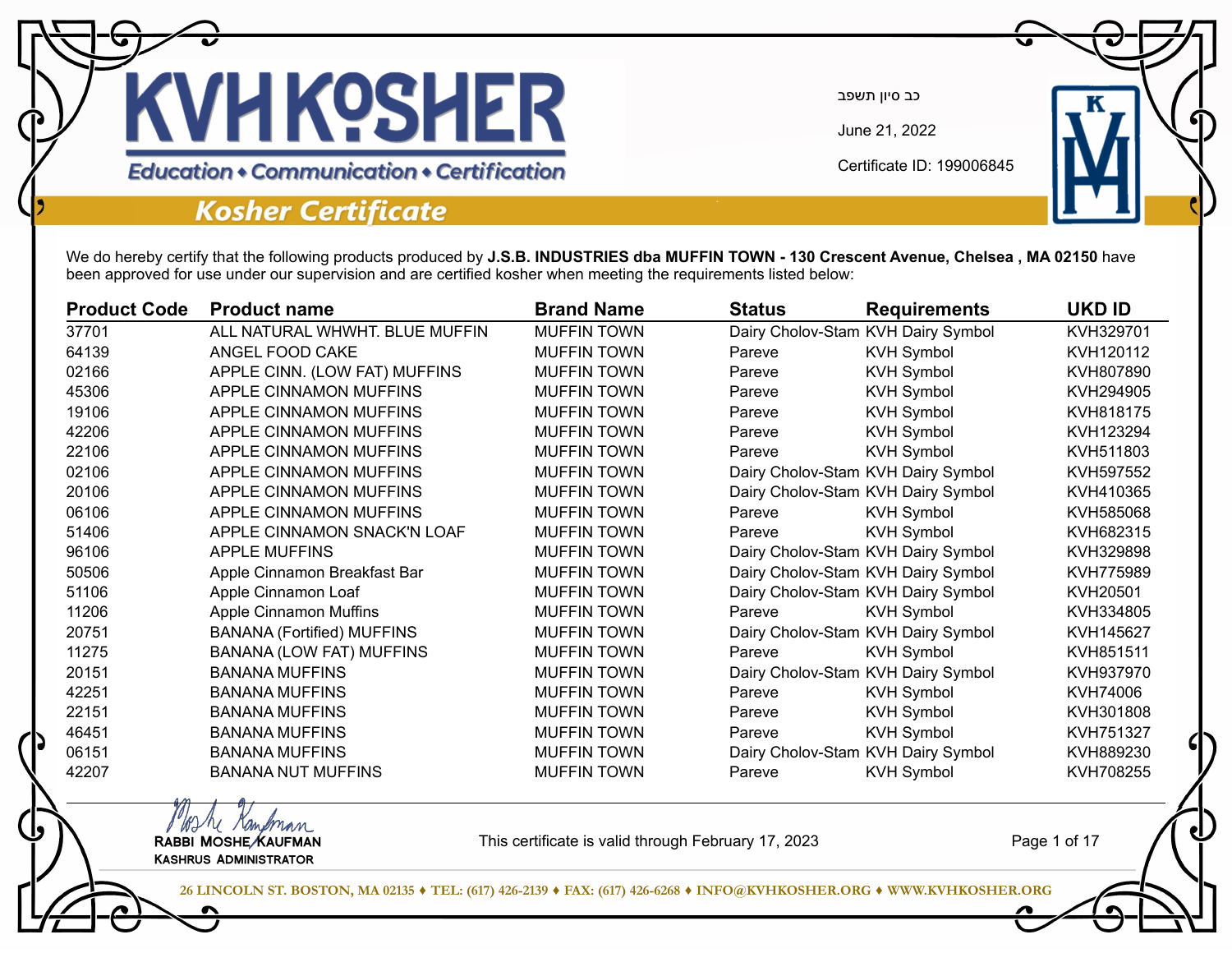# KVH KOSHER

Education • Communication • Certification

## Kosher Certificate

כב סיון תשפב

June 21, 2022

Certificate ID: 199006845

We do hereby certify that the following products produced by **J.S.B. INDUSTRIES dba MUFFIN TOWN - 130 Crescent Avenue, Chelsea , MA 02150** have been approved for use under our supervision and are certified kosher when meeting the requirements listed below:

| Product Code | Product name | Brand Name | Status | Requirements | UKD ID |
|---|---|---|---|---|---|
| 37701 | ALL NATURAL WHWHT. BLUE MUFFIN | MUFFIN TOWN | Dairy Cholov-Stam | KVH Dairy Symbol | KVH329701 |
| 64139 | ANGEL FOOD CAKE | MUFFIN TOWN | Pareve | KVH Symbol | KVH120112 |
| 02166 | APPLE CINN. (LOW FAT) MUFFINS | MUFFIN TOWN | Pareve | KVH Symbol | KVH807890 |
| 45306 | APPLE CINNAMON MUFFINS | MUFFIN TOWN | Pareve | KVH Symbol | KVH294905 |
| 19106 | APPLE CINNAMON MUFFINS | MUFFIN TOWN | Pareve | KVH Symbol | KVH818175 |
| 42206 | APPLE CINNAMON MUFFINS | MUFFIN TOWN | Pareve | KVH Symbol | KVH123294 |
| 22106 | APPLE CINNAMON MUFFINS | MUFFIN TOWN | Pareve | KVH Symbol | KVH511803 |
| 02106 | APPLE CINNAMON MUFFINS | MUFFIN TOWN | Dairy Cholov-Stam | KVH Dairy Symbol | KVH597552 |
| 20106 | APPLE CINNAMON MUFFINS | MUFFIN TOWN | Dairy Cholov-Stam | KVH Dairy Symbol | KVH410365 |
| 06106 | APPLE CINNAMON MUFFINS | MUFFIN TOWN | Pareve | KVH Symbol | KVH585068 |
| 51406 | APPLE CINNAMON SNACK'N LOAF | MUFFIN TOWN | Pareve | KVH Symbol | KVH682315 |
| 96106 | APPLE MUFFINS | MUFFIN TOWN | Dairy Cholov-Stam | KVH Dairy Symbol | KVH329898 |
| 50506 | Apple Cinnamon Breakfast Bar | MUFFIN TOWN | Dairy Cholov-Stam | KVH Dairy Symbol | KVH775989 |
| 51106 | Apple Cinnamon Loaf | MUFFIN TOWN | Dairy Cholov-Stam | KVH Dairy Symbol | KVH20501 |
| 11206 | Apple Cinnamon Muffins | MUFFIN TOWN | Pareve | KVH Symbol | KVH334805 |
| 20751 | BANANA (Fortified) MUFFINS | MUFFIN TOWN | Dairy Cholov-Stam | KVH Dairy Symbol | KVH145627 |
| 11275 | BANANA (LOW FAT) MUFFINS | MUFFIN TOWN | Pareve | KVH Symbol | KVH851511 |
| 20151 | BANANA MUFFINS | MUFFIN TOWN | Dairy Cholov-Stam | KVH Dairy Symbol | KVH937970 |
| 42251 | BANANA MUFFINS | MUFFIN TOWN | Pareve | KVH Symbol | KVH74006 |
| 22151 | BANANA MUFFINS | MUFFIN TOWN | Pareve | KVH Symbol | KVH301808 |
| 46451 | BANANA MUFFINS | MUFFIN TOWN | Pareve | KVH Symbol | KVH751327 |
| 06151 | BANANA MUFFINS | MUFFIN TOWN | Dairy Cholov-Stam | KVH Dairy Symbol | KVH889230 |
| 42207 | BANANA NUT MUFFINS | MUFFIN TOWN | Pareve | KVH Symbol | KVH708255 |

RABBI MOSHE KAUFMAN
KASHRUS ADMINISTRATOR

This certificate is valid through February 17, 2023

26 LINCOLN ST. BOSTON, MA 02135 ♦ TEL: (617) 426-2139 ♦ FAX: (617) 426-6268 ♦ INFO@KVHKOSHER.ORG ♦ WWW.KVHKOSHER.ORG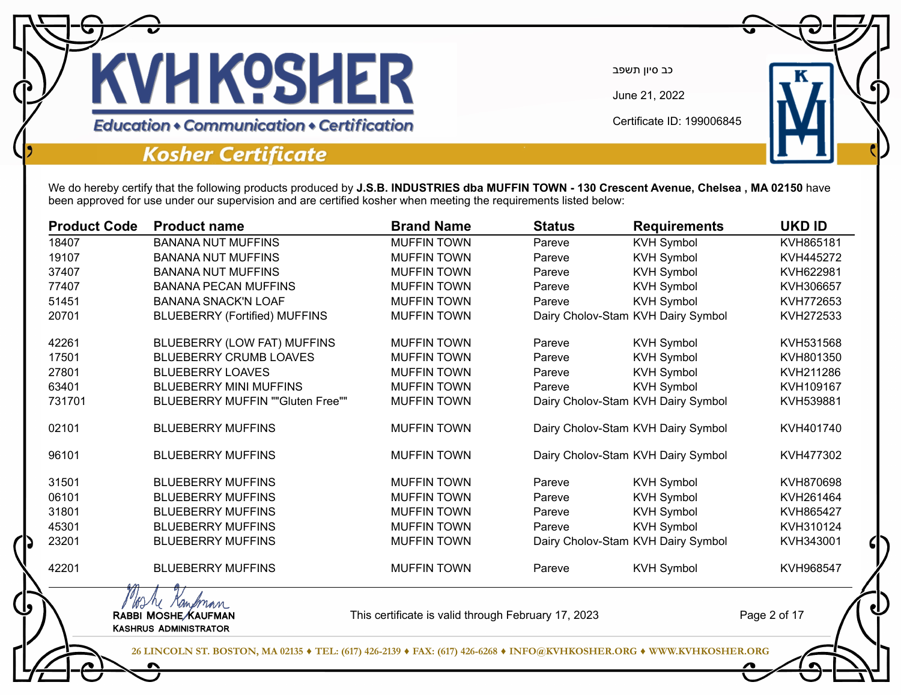# KVH KOSHER

Education • Communication • Certification

## Kosher Certificate

כב סיון תשפב

June 21, 2022

Certificate ID: 199006845

We do hereby certify that the following products produced by **J.S.B. INDUSTRIES dba MUFFIN TOWN - 130 Crescent Avenue, Chelsea , MA 02150** have been approved for use under our supervision and are certified kosher when meeting the requirements listed below:

| Product Code | Product name | Brand Name | Status | Requirements | UKD ID |
|---|---|---|---|---|---|
| 18407 | BANANA NUT MUFFINS | MUFFIN TOWN | Pareve | KVH Symbol | KVH865181 |
| 19107 | BANANA NUT MUFFINS | MUFFIN TOWN | Pareve | KVH Symbol | KVH445272 |
| 37407 | BANANA NUT MUFFINS | MUFFIN TOWN | Pareve | KVH Symbol | KVH622981 |
| 77407 | BANANA PECAN MUFFINS | MUFFIN TOWN | Pareve | KVH Symbol | KVH306657 |
| 51451 | BANANA SNACK'N LOAF | MUFFIN TOWN | Pareve | KVH Symbol | KVH772653 |
| 20701 | BLUEBERRY (Fortified) MUFFINS | MUFFIN TOWN | Dairy Cholov-Stam | KVH Dairy Symbol | KVH272533 |
| 42261 | BLUEBERRY (LOW FAT) MUFFINS | MUFFIN TOWN | Pareve | KVH Symbol | KVH531568 |
| 17501 | BLUEBERRY CRUMB LOAVES | MUFFIN TOWN | Pareve | KVH Symbol | KVH801350 |
| 27801 | BLUEBERRY LOAVES | MUFFIN TOWN | Pareve | KVH Symbol | KVH211286 |
| 63401 | BLUEBERRY MINI MUFFINS | MUFFIN TOWN | Pareve | KVH Symbol | KVH109167 |
| 731701 | BLUEBERRY MUFFIN ""Gluten Free"" | MUFFIN TOWN | Dairy Cholov-Stam | KVH Dairy Symbol | KVH539881 |
| 02101 | BLUEBERRY MUFFINS | MUFFIN TOWN | Dairy Cholov-Stam | KVH Dairy Symbol | KVH401740 |
| 96101 | BLUEBERRY MUFFINS | MUFFIN TOWN | Dairy Cholov-Stam | KVH Dairy Symbol | KVH477302 |
| 31501 | BLUEBERRY MUFFINS | MUFFIN TOWN | Pareve | KVH Symbol | KVH870698 |
| 06101 | BLUEBERRY MUFFINS | MUFFIN TOWN | Pareve | KVH Symbol | KVH261464 |
| 31801 | BLUEBERRY MUFFINS | MUFFIN TOWN | Pareve | KVH Symbol | KVH865427 |
| 45301 | BLUEBERRY MUFFINS | MUFFIN TOWN | Pareve | KVH Symbol | KVH310124 |
| 23201 | BLUEBERRY MUFFINS | MUFFIN TOWN | Dairy Cholov-Stam | KVH Dairy Symbol | KVH343001 |
| 42201 | BLUEBERRY MUFFINS | MUFFIN TOWN | Pareve | KVH Symbol | KVH968547 |

Moshe Kaufman

RABBI MOSHE KAUFMAN
KASHRUS ADMINISTRATOR

This certificate is valid through February 17, 2023

26 LINCOLN ST. BOSTON, MA 02135 ♦ TEL: (617) 426-2139 ♦ FAX: (617) 426-6268 ♦ INFO@KVHKOSHER.ORG ♦ WWW.KVHKOSHER.ORG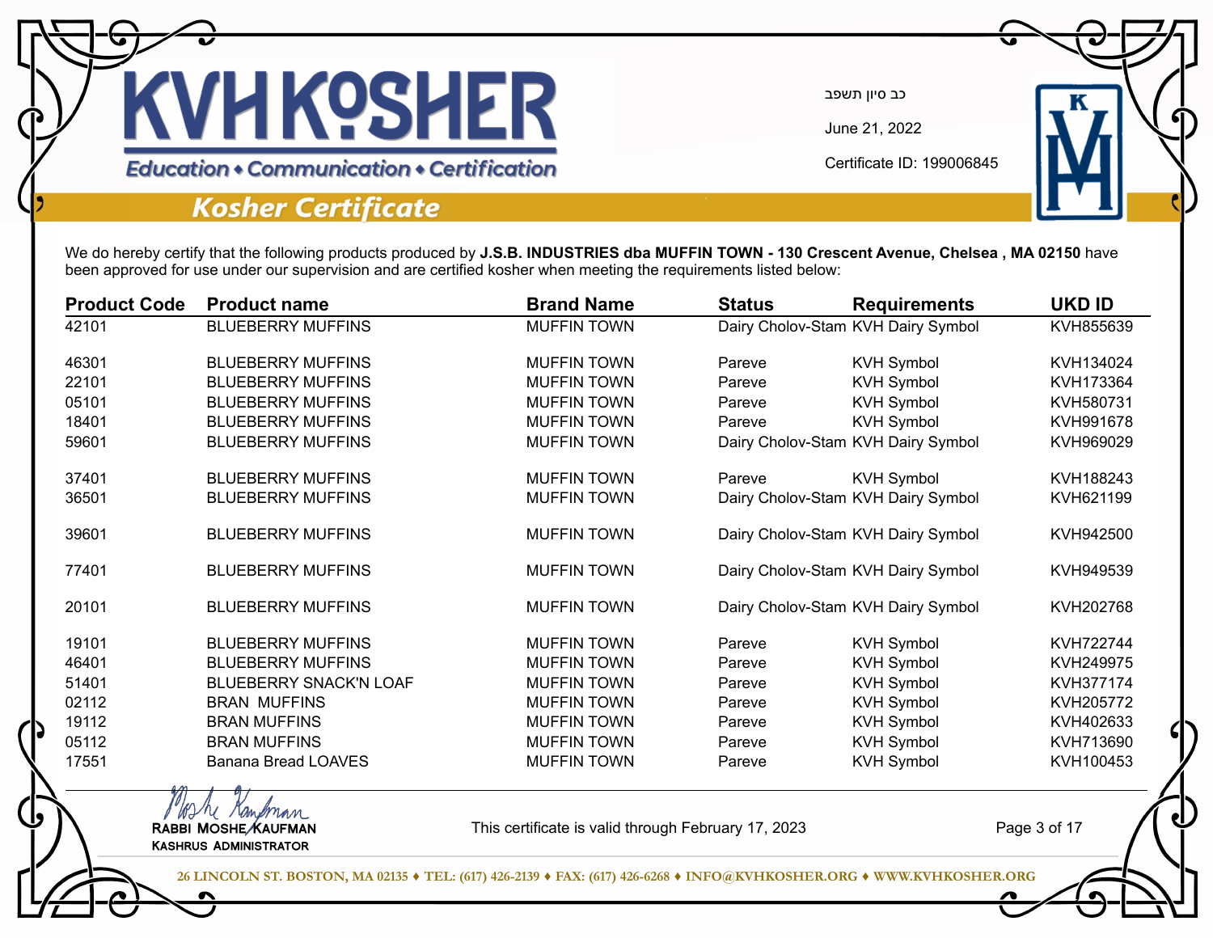# KVH KOSHER

Education • Communication • Certification

## Kosher Certificate

כב סיון תשפב

June 21, 2022

Certificate ID: 199006845

We do hereby certify that the following products produced by **J.S.B. INDUSTRIES dba MUFFIN TOWN - 130 Crescent Avenue, Chelsea , MA 02150** have been approved for use under our supervision and are certified kosher when meeting the requirements listed below:

| Product Code | Product name | Brand Name | Status | Requirements | UKD ID |
|---|---|---|---|---|---|
| 42101 | BLUEBERRY MUFFINS | MUFFIN TOWN | Dairy Cholov-Stam | KVH Dairy Symbol | KVH855639 |
| 46301 | BLUEBERRY MUFFINS | MUFFIN TOWN | Pareve | KVH Symbol | KVH134024 |
| 22101 | BLUEBERRY MUFFINS | MUFFIN TOWN | Pareve | KVH Symbol | KVH173364 |
| 05101 | BLUEBERRY MUFFINS | MUFFIN TOWN | Pareve | KVH Symbol | KVH580731 |
| 18401 | BLUEBERRY MUFFINS | MUFFIN TOWN | Pareve | KVH Symbol | KVH991678 |
| 59601 | BLUEBERRY MUFFINS | MUFFIN TOWN | Dairy Cholov-Stam | KVH Dairy Symbol | KVH969029 |
| 37401 | BLUEBERRY MUFFINS | MUFFIN TOWN | Pareve | KVH Symbol | KVH188243 |
| 36501 | BLUEBERRY MUFFINS | MUFFIN TOWN | Dairy Cholov-Stam | KVH Dairy Symbol | KVH621199 |
| 39601 | BLUEBERRY MUFFINS | MUFFIN TOWN | Dairy Cholov-Stam | KVH Dairy Symbol | KVH942500 |
| 77401 | BLUEBERRY MUFFINS | MUFFIN TOWN | Dairy Cholov-Stam | KVH Dairy Symbol | KVH949539 |
| 20101 | BLUEBERRY MUFFINS | MUFFIN TOWN | Dairy Cholov-Stam | KVH Dairy Symbol | KVH202768 |
| 19101 | BLUEBERRY MUFFINS | MUFFIN TOWN | Pareve | KVH Symbol | KVH722744 |
| 46401 | BLUEBERRY MUFFINS | MUFFIN TOWN | Pareve | KVH Symbol | KVH249975 |
| 51401 | BLUEBERRY SNACK'N LOAF | MUFFIN TOWN | Pareve | KVH Symbol | KVH377174 |
| 02112 | BRAN MUFFINS | MUFFIN TOWN | Pareve | KVH Symbol | KVH205772 |
| 19112 | BRAN MUFFINS | MUFFIN TOWN | Pareve | KVH Symbol | KVH402633 |
| 05112 | BRAN MUFFINS | MUFFIN TOWN | Pareve | KVH Symbol | KVH713690 |
| 17551 | Banana Bread LOAVES | MUFFIN TOWN | Pareve | KVH Symbol | KVH100453 |

Moshe Kaufman

RABBI MOSHE KAUFMAN
KASHRUS ADMINISTRATOR

This certificate is valid through February 17, 2023

26 LINCOLN ST. BOSTON, MA 02135 ♦ TEL: (617) 426-2139 ♦ FAX: (617) 426-6268 ♦ INFO@KVHKOSHER.ORG ♦ WWW.KVHKOSHER.ORG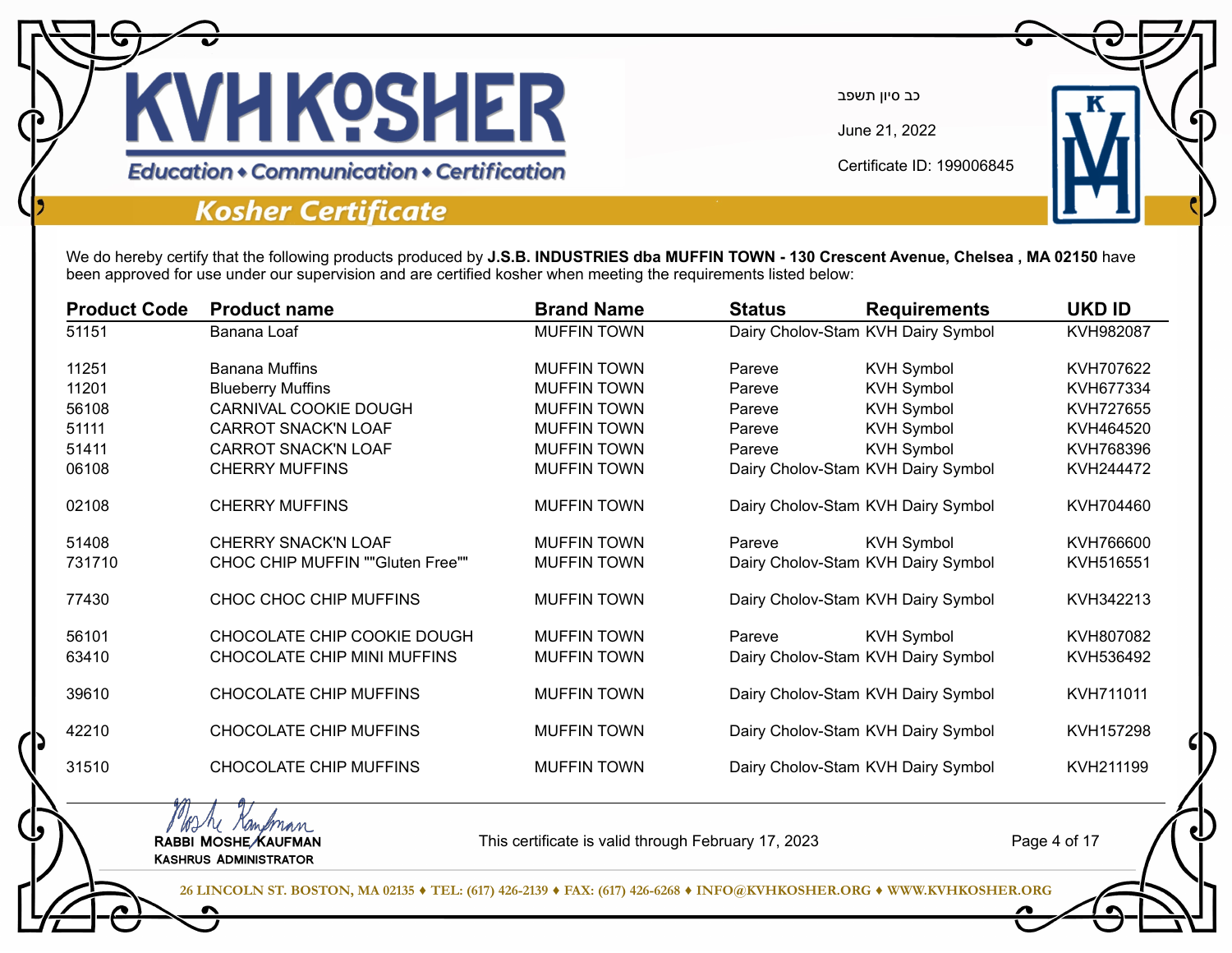# KVH KOSHER

Education • Communication • Certification

## Kosher Certificate

כב סיון תשפב

June 21, 2022

Certificate ID: 199006845

We do hereby certify that the following products produced by **J.S.B. INDUSTRIES dba MUFFIN TOWN - 130 Crescent Avenue, Chelsea , MA 02150** have been approved for use under our supervision and are certified kosher when meeting the requirements listed below:

| Product Code | Product name | Brand Name | Status | Requirements | UKD ID |
|---|---|---|---|---|---|
| 51151 | Banana Loaf | MUFFIN TOWN | Dairy Cholov-Stam | KVH Dairy Symbol | KVH982087 |
| 11251 | Banana Muffins | MUFFIN TOWN | Pareve | KVH Symbol | KVH707622 |
| 11201 | Blueberry Muffins | MUFFIN TOWN | Pareve | KVH Symbol | KVH677334 |
| 56108 | CARNIVAL COOKIE DOUGH | MUFFIN TOWN | Pareve | KVH Symbol | KVH727655 |
| 51111 | CARROT SNACK'N LOAF | MUFFIN TOWN | Pareve | KVH Symbol | KVH464520 |
| 51411 | CARROT SNACK'N LOAF | MUFFIN TOWN | Pareve | KVH Symbol | KVH768396 |
| 06108 | CHERRY MUFFINS | MUFFIN TOWN | Dairy Cholov-Stam | KVH Dairy Symbol | KVH244472 |
| 02108 | CHERRY MUFFINS | MUFFIN TOWN | Dairy Cholov-Stam | KVH Dairy Symbol | KVH704460 |
| 51408 | CHERRY SNACK'N LOAF | MUFFIN TOWN | Pareve | KVH Symbol | KVH766600 |
| 731710 | CHOC CHIP MUFFIN ""Gluten Free"" | MUFFIN TOWN | Dairy Cholov-Stam | KVH Dairy Symbol | KVH516551 |
| 77430 | CHOC CHOC CHIP MUFFINS | MUFFIN TOWN | Dairy Cholov-Stam | KVH Dairy Symbol | KVH342213 |
| 56101 | CHOCOLATE CHIP COOKIE DOUGH | MUFFIN TOWN | Pareve | KVH Symbol | KVH807082 |
| 63410 | CHOCOLATE CHIP MINI MUFFINS | MUFFIN TOWN | Dairy Cholov-Stam | KVH Dairy Symbol | KVH536492 |
| 39610 | CHOCOLATE CHIP MUFFINS | MUFFIN TOWN | Dairy Cholov-Stam | KVH Dairy Symbol | KVH711011 |
| 42210 | CHOCOLATE CHIP MUFFINS | MUFFIN TOWN | Dairy Cholov-Stam | KVH Dairy Symbol | KVH157298 |
| 31510 | CHOCOLATE CHIP MUFFINS | MUFFIN TOWN | Dairy Cholov-Stam | KVH Dairy Symbol | KVH211199 |

Moshe Kaufman
RABBI MOSHE KAUFMAN
KASHRUS ADMINISTRATOR

This certificate is valid through February 17, 2023

26 LINCOLN ST. BOSTON, MA 02135 ♦ TEL: (617) 426-2139 ♦ FAX: (617) 426-6268 ♦ INFO@KVHKOSHER.ORG ♦ WWW.KVHKOSHER.ORG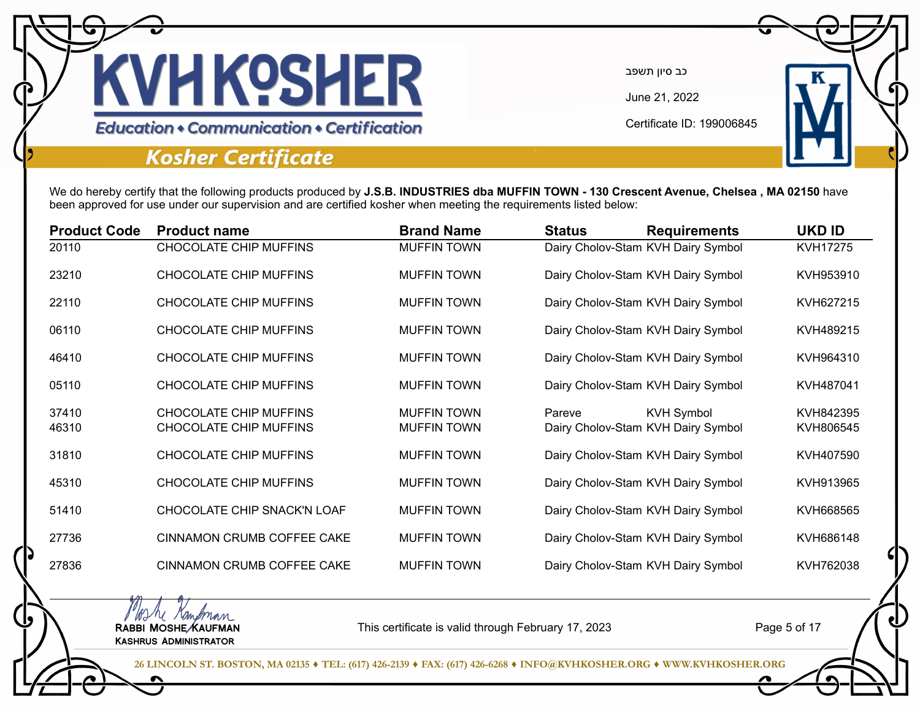# KVH KOSHER

Education • Communication • Certification

## Kosher Certificate

כב סיון תשפב

June 21, 2022

Certificate ID: 199006845

We do hereby certify that the following products produced by **J.S.B. INDUSTRIES dba MUFFIN TOWN - 130 Crescent Avenue, Chelsea , MA 02150** have been approved for use under our supervision and are certified kosher when meeting the requirements listed below:

| Product Code | Product name | Brand Name | Status | Requirements | UKD ID |
|---|---|---|---|---|---|
| 20110 | CHOCOLATE CHIP MUFFINS | MUFFIN TOWN | Dairy Cholov-Stam | KVH Dairy Symbol | KVH17275 |
| 23210 | CHOCOLATE CHIP MUFFINS | MUFFIN TOWN | Dairy Cholov-Stam | KVH Dairy Symbol | KVH953910 |
| 22110 | CHOCOLATE CHIP MUFFINS | MUFFIN TOWN | Dairy Cholov-Stam | KVH Dairy Symbol | KVH627215 |
| 06110 | CHOCOLATE CHIP MUFFINS | MUFFIN TOWN | Dairy Cholov-Stam | KVH Dairy Symbol | KVH489215 |
| 46410 | CHOCOLATE CHIP MUFFINS | MUFFIN TOWN | Dairy Cholov-Stam | KVH Dairy Symbol | KVH964310 |
| 05110 | CHOCOLATE CHIP MUFFINS | MUFFIN TOWN | Dairy Cholov-Stam | KVH Dairy Symbol | KVH487041 |
| 37410 | CHOCOLATE CHIP MUFFINS | MUFFIN TOWN | Pareve | KVH Symbol | KVH842395 |
| 46310 | CHOCOLATE CHIP MUFFINS | MUFFIN TOWN | Dairy Cholov-Stam | KVH Dairy Symbol | KVH806545 |
| 31810 | CHOCOLATE CHIP MUFFINS | MUFFIN TOWN | Dairy Cholov-Stam | KVH Dairy Symbol | KVH407590 |
| 45310 | CHOCOLATE CHIP MUFFINS | MUFFIN TOWN | Dairy Cholov-Stam | KVH Dairy Symbol | KVH913965 |
| 51410 | CHOCOLATE CHIP SNACK'N LOAF | MUFFIN TOWN | Dairy Cholov-Stam | KVH Dairy Symbol | KVH668565 |
| 27736 | CINNAMON CRUMB COFFEE CAKE | MUFFIN TOWN | Dairy Cholov-Stam | KVH Dairy Symbol | KVH686148 |
| 27836 | CINNAMON CRUMB COFFEE CAKE | MUFFIN TOWN | Dairy Cholov-Stam | KVH Dairy Symbol | KVH762038 |

Moshe Kaufman

RABBI MOSHE KAUFMAN
KASHRUS ADMINISTRATOR

This certificate is valid through February 17, 2023

26 LINCOLN ST. BOSTON, MA 02135 ♦ TEL: (617) 426-2139 ♦ FAX: (617) 426-6268 ♦ INFO@KVHKOSHER.ORG ♦ WWW.KVHKOSHER.ORG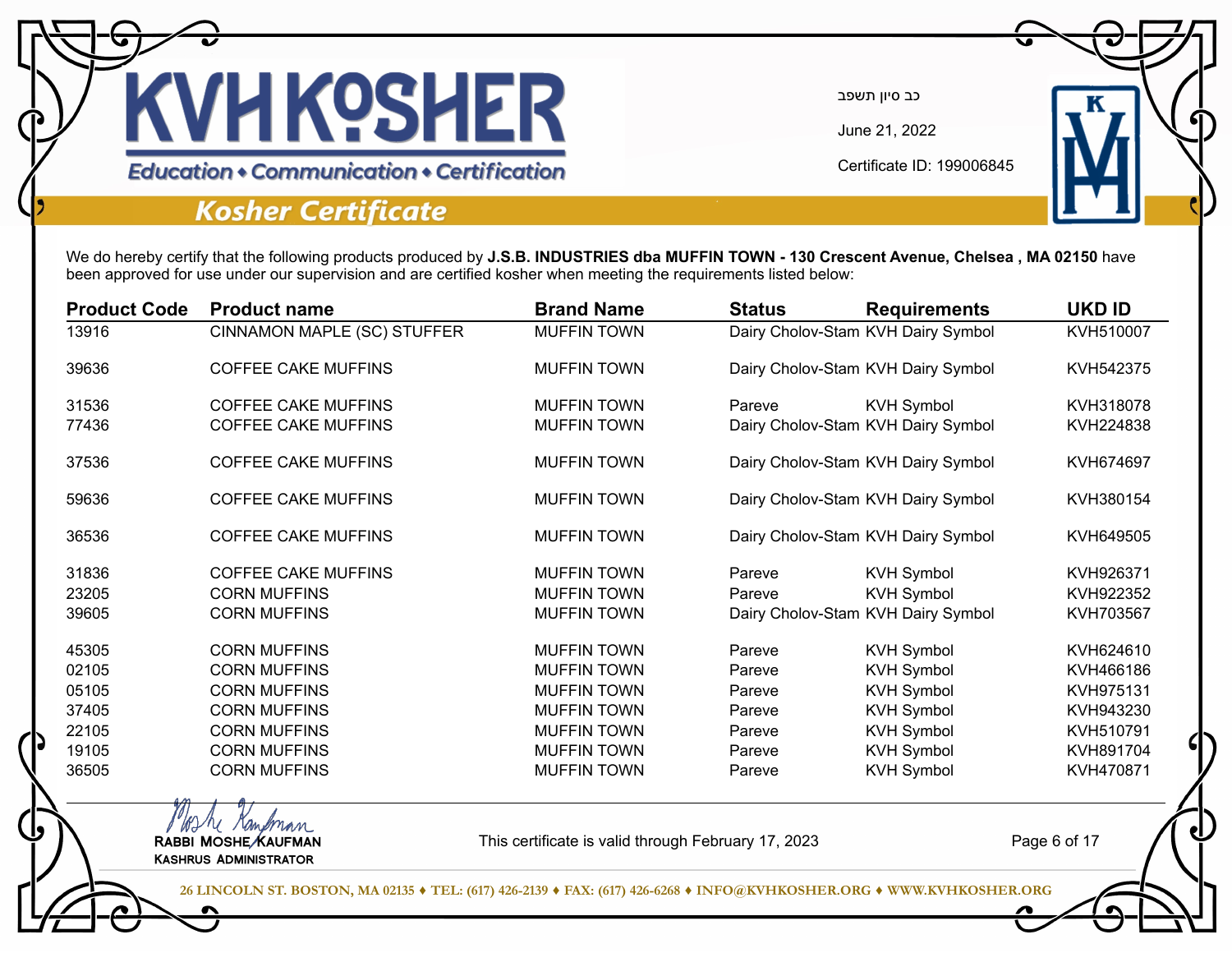# KVH KOSHER

Education • Communication • Certification

## Kosher Certificate

כב סיון תשפב

June 21, 2022

Certificate ID: 199006845

We do hereby certify that the following products produced by **J.S.B. INDUSTRIES dba MUFFIN TOWN - 130 Crescent Avenue, Chelsea , MA 02150** have been approved for use under our supervision and are certified kosher when meeting the requirements listed below:

| Product Code | Product name | Brand Name | Status | Requirements | UKD ID |
|---|---|---|---|---|---|
| 13916 | CINNAMON MAPLE (SC) STUFFER | MUFFIN TOWN | Dairy Cholov-Stam | KVH Dairy Symbol | KVH510007 |
| 39636 | COFFEE CAKE MUFFINS | MUFFIN TOWN | Dairy Cholov-Stam | KVH Dairy Symbol | KVH542375 |
| 31536 | COFFEE CAKE MUFFINS | MUFFIN TOWN | Pareve | KVH Symbol | KVH318078 |
| 77436 | COFFEE CAKE MUFFINS | MUFFIN TOWN | Dairy Cholov-Stam | KVH Dairy Symbol | KVH224838 |
| 37536 | COFFEE CAKE MUFFINS | MUFFIN TOWN | Dairy Cholov-Stam | KVH Dairy Symbol | KVH674697 |
| 59636 | COFFEE CAKE MUFFINS | MUFFIN TOWN | Dairy Cholov-Stam | KVH Dairy Symbol | KVH380154 |
| 36536 | COFFEE CAKE MUFFINS | MUFFIN TOWN | Dairy Cholov-Stam | KVH Dairy Symbol | KVH649505 |
| 31836 | COFFEE CAKE MUFFINS | MUFFIN TOWN | Pareve | KVH Symbol | KVH926371 |
| 23205 | CORN MUFFINS | MUFFIN TOWN | Pareve | KVH Symbol | KVH922352 |
| 39605 | CORN MUFFINS | MUFFIN TOWN | Dairy Cholov-Stam | KVH Dairy Symbol | KVH703567 |
| 45305 | CORN MUFFINS | MUFFIN TOWN | Pareve | KVH Symbol | KVH624610 |
| 02105 | CORN MUFFINS | MUFFIN TOWN | Pareve | KVH Symbol | KVH466186 |
| 05105 | CORN MUFFINS | MUFFIN TOWN | Pareve | KVH Symbol | KVH975131 |
| 37405 | CORN MUFFINS | MUFFIN TOWN | Pareve | KVH Symbol | KVH943230 |
| 22105 | CORN MUFFINS | MUFFIN TOWN | Pareve | KVH Symbol | KVH510791 |
| 19105 | CORN MUFFINS | MUFFIN TOWN | Pareve | KVH Symbol | KVH891704 |
| 36505 | CORN MUFFINS | MUFFIN TOWN | Pareve | KVH Symbol | KVH470871 |

Moshe Kaufman

RABBI MOSHE KAUFMAN
KASHRUS ADMINISTRATOR

This certificate is valid through February 17, 2023

26 LINCOLN ST. BOSTON, MA 02135 ♦ TEL: (617) 426-2139 ♦ FAX: (617) 426-6268 ♦ INFO@KVHKOSHER.ORG ♦ WWW.KVHKOSHER.ORG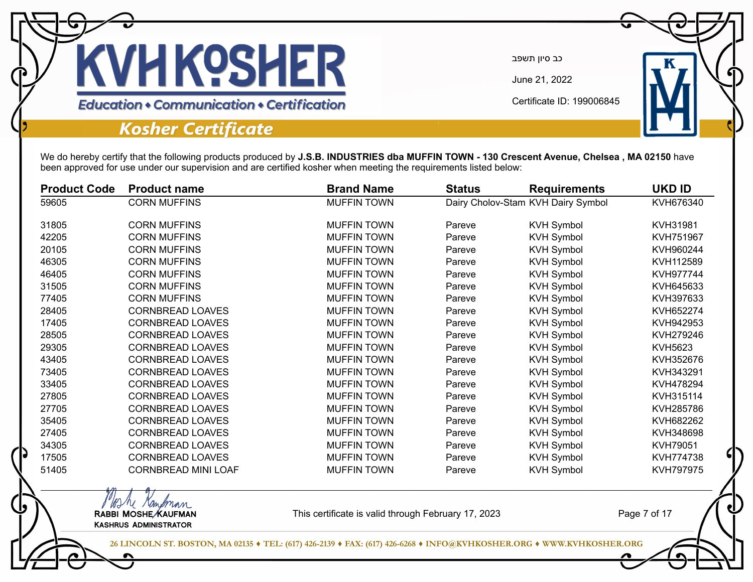# KVH KOSHER

Education • Communication • Certification

## Kosher Certificate

כב סיון תשפב

June 21, 2022

Certificate ID: 199006845

We do hereby certify that the following products produced by **J.S.B. INDUSTRIES dba MUFFIN TOWN - 130 Crescent Avenue, Chelsea , MA 02150** have been approved for use under our supervision and are certified kosher when meeting the requirements listed below:

| Product Code | Product name | Brand Name | Status | Requirements | UKD ID |
|---|---|---|---|---|---|
| 59605 | CORN MUFFINS | MUFFIN TOWN | Dairy Cholov-Stam | KVH Dairy Symbol | KVH676340 |
| 31805 | CORN MUFFINS | MUFFIN TOWN | Pareve | KVH Symbol | KVH31981 |
| 42205 | CORN MUFFINS | MUFFIN TOWN | Pareve | KVH Symbol | KVH751967 |
| 20105 | CORN MUFFINS | MUFFIN TOWN | Pareve | KVH Symbol | KVH960244 |
| 46305 | CORN MUFFINS | MUFFIN TOWN | Pareve | KVH Symbol | KVH112589 |
| 46405 | CORN MUFFINS | MUFFIN TOWN | Pareve | KVH Symbol | KVH977744 |
| 31505 | CORN MUFFINS | MUFFIN TOWN | Pareve | KVH Symbol | KVH645633 |
| 77405 | CORN MUFFINS | MUFFIN TOWN | Pareve | KVH Symbol | KVH397633 |
| 28405 | CORNBREAD LOAVES | MUFFIN TOWN | Pareve | KVH Symbol | KVH652274 |
| 17405 | CORNBREAD LOAVES | MUFFIN TOWN | Pareve | KVH Symbol | KVH942953 |
| 28505 | CORNBREAD LOAVES | MUFFIN TOWN | Pareve | KVH Symbol | KVH279246 |
| 29305 | CORNBREAD LOAVES | MUFFIN TOWN | Pareve | KVH Symbol | KVH5623 |
| 43405 | CORNBREAD LOAVES | MUFFIN TOWN | Pareve | KVH Symbol | KVH352676 |
| 73405 | CORNBREAD LOAVES | MUFFIN TOWN | Pareve | KVH Symbol | KVH343291 |
| 33405 | CORNBREAD LOAVES | MUFFIN TOWN | Pareve | KVH Symbol | KVH478294 |
| 27805 | CORNBREAD LOAVES | MUFFIN TOWN | Pareve | KVH Symbol | KVH315114 |
| 27705 | CORNBREAD LOAVES | MUFFIN TOWN | Pareve | KVH Symbol | KVH285786 |
| 35405 | CORNBREAD LOAVES | MUFFIN TOWN | Pareve | KVH Symbol | KVH682262 |
| 27405 | CORNBREAD LOAVES | MUFFIN TOWN | Pareve | KVH Symbol | KVH348698 |
| 34305 | CORNBREAD LOAVES | MUFFIN TOWN | Pareve | KVH Symbol | KVH79051 |
| 17505 | CORNBREAD LOAVES | MUFFIN TOWN | Pareve | KVH Symbol | KVH774738 |
| 51405 | CORNBREAD MINI LOAF | MUFFIN TOWN | Pareve | KVH Symbol | KVH797975 |

Moshe Kaufman

RABBI MOSHE KAUFMAN
KASHRUS ADMINISTRATOR

This certificate is valid through February 17, 2023

26 LINCOLN ST. BOSTON, MA 02135 ♦ TEL: (617) 426-2139 ♦ FAX: (617) 426-6268 ♦ INFO@KVHKOSHER.ORG ♦ WWW.KVHKOSHER.ORG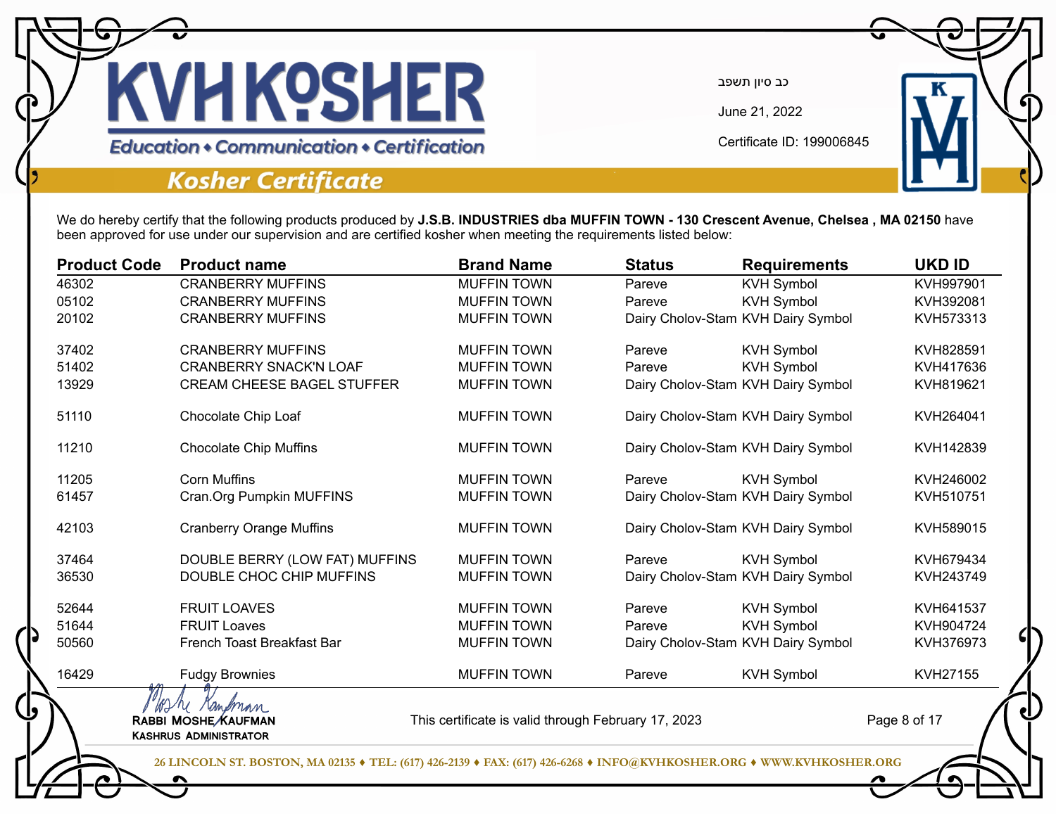# KVH KOSHER

Education • Communication • Certification

## Kosher Certificate

כב סיון תשפב

June 21, 2022

Certificate ID: 199006845

We do hereby certify that the following products produced by **J.S.B. INDUSTRIES dba MUFFIN TOWN - 130 Crescent Avenue, Chelsea , MA 02150** have been approved for use under our supervision and are certified kosher when meeting the requirements listed below:

| Product Code | Product name | Brand Name | Status | Requirements | UKD ID |
|---|---|---|---|---|---|
| 46302 | CRANBERRY MUFFINS | MUFFIN TOWN | Pareve | KVH Symbol | KVH997901 |
| 05102 | CRANBERRY MUFFINS | MUFFIN TOWN | Pareve | KVH Symbol | KVH392081 |
| 20102 | CRANBERRY MUFFINS | MUFFIN TOWN | Dairy Cholov-Stam | KVH Dairy Symbol | KVH573313 |
| 37402 | CRANBERRY MUFFINS | MUFFIN TOWN | Pareve | KVH Symbol | KVH828591 |
| 51402 | CRANBERRY SNACK'N LOAF | MUFFIN TOWN | Pareve | KVH Symbol | KVH417636 |
| 13929 | CREAM CHEESE BAGEL STUFFER | MUFFIN TOWN | Dairy Cholov-Stam | KVH Dairy Symbol | KVH819621 |
| 51110 | Chocolate Chip Loaf | MUFFIN TOWN | Dairy Cholov-Stam | KVH Dairy Symbol | KVH264041 |
| 11210 | Chocolate Chip Muffins | MUFFIN TOWN | Dairy Cholov-Stam | KVH Dairy Symbol | KVH142839 |
| 11205 | Corn Muffins | MUFFIN TOWN | Pareve | KVH Symbol | KVH246002 |
| 61457 | Cran.Org Pumpkin MUFFINS | MUFFIN TOWN | Dairy Cholov-Stam | KVH Dairy Symbol | KVH510751 |
| 42103 | Cranberry Orange Muffins | MUFFIN TOWN | Dairy Cholov-Stam | KVH Dairy Symbol | KVH589015 |
| 37464 | DOUBLE BERRY (LOW FAT) MUFFINS | MUFFIN TOWN | Pareve | KVH Symbol | KVH679434 |
| 36530 | DOUBLE CHOC CHIP MUFFINS | MUFFIN TOWN | Dairy Cholov-Stam | KVH Dairy Symbol | KVH243749 |
| 52644 | FRUIT LOAVES | MUFFIN TOWN | Pareve | KVH Symbol | KVH641537 |
| 51644 | FRUIT Loaves | MUFFIN TOWN | Pareve | KVH Symbol | KVH904724 |
| 50560 | French Toast Breakfast Bar | MUFFIN TOWN | Dairy Cholov-Stam | KVH Dairy Symbol | KVH376973 |
| 16429 | Fudgy Brownies | MUFFIN TOWN | Pareve | KVH Symbol | KVH27155 |

RABBI MOSHE KAUFMAN
KASHRUS ADMINISTRATOR

This certificate is valid through February 17, 2023

26 LINCOLN ST. BOSTON, MA 02135 ♦ TEL: (617) 426-2139 ♦ FAX: (617) 426-6268 ♦ INFO@KVHKOSHER.ORG ♦ WWW.KVHKOSHER.ORG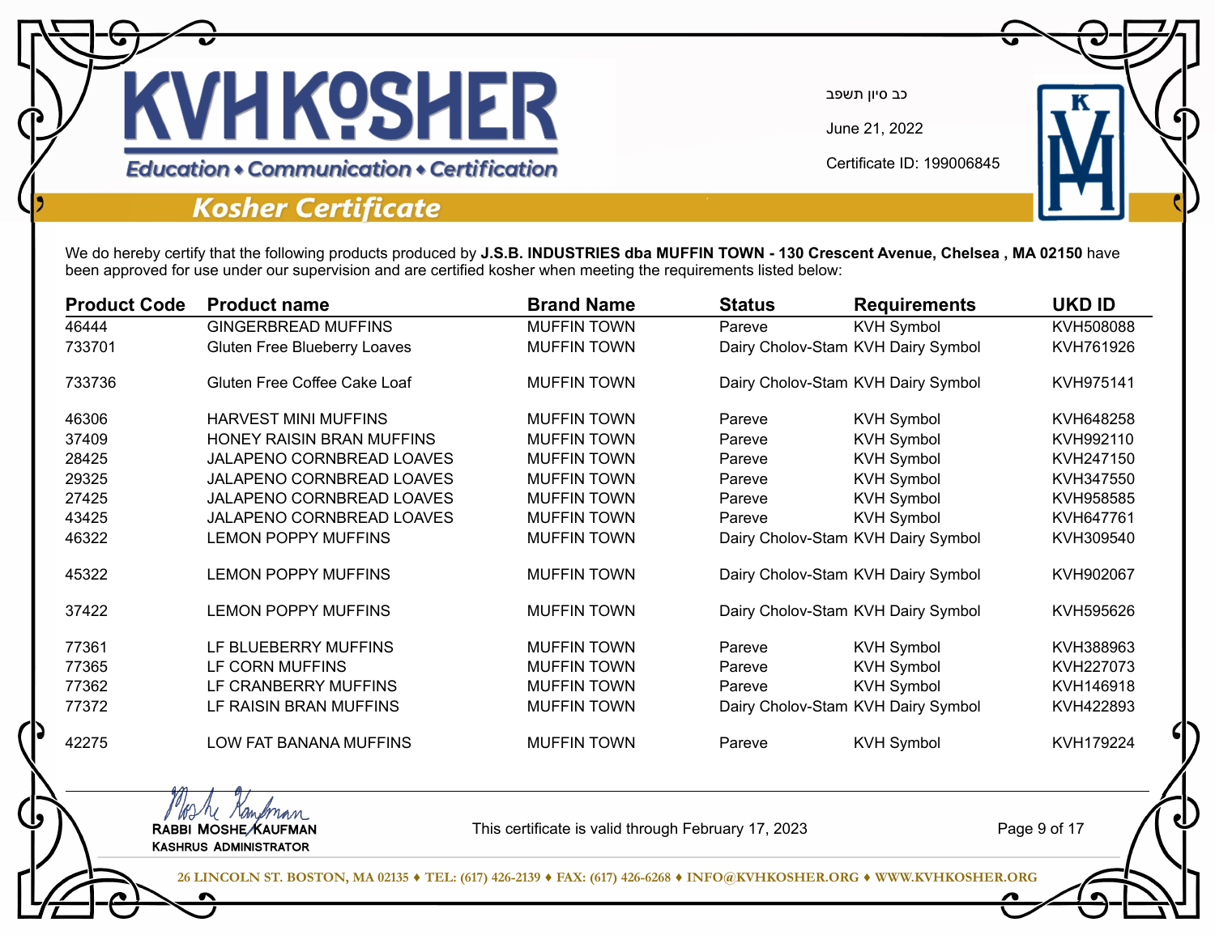# KVH KOSHER

Education • Communication • Certification

## Kosher Certificate

כב סיון תשפב

June 21, 2022

Certificate ID: 199006845

We do hereby certify that the following products produced by **J.S.B. INDUSTRIES dba MUFFIN TOWN - 130 Crescent Avenue, Chelsea , MA 02150** have been approved for use under our supervision and are certified kosher when meeting the requirements listed below:

| Product Code | Product name | Brand Name | Status | Requirements | UKD ID |
|---|---|---|---|---|---|
| 46444 | GINGERBREAD MUFFINS | MUFFIN TOWN | Pareve | KVH Symbol | KVH508088 |
| 733701 | Gluten Free Blueberry Loaves | MUFFIN TOWN | Dairy Cholov-Stam | KVH Dairy Symbol | KVH761926 |
| 733736 | Gluten Free Coffee Cake Loaf | MUFFIN TOWN | Dairy Cholov-Stam | KVH Dairy Symbol | KVH975141 |
| 46306 | HARVEST MINI MUFFINS | MUFFIN TOWN | Pareve | KVH Symbol | KVH648258 |
| 37409 | HONEY RAISIN BRAN MUFFINS | MUFFIN TOWN | Pareve | KVH Symbol | KVH992110 |
| 28425 | JALAPENO CORNBREAD LOAVES | MUFFIN TOWN | Pareve | KVH Symbol | KVH247150 |
| 29325 | JALAPENO CORNBREAD LOAVES | MUFFIN TOWN | Pareve | KVH Symbol | KVH347550 |
| 27425 | JALAPENO CORNBREAD LOAVES | MUFFIN TOWN | Pareve | KVH Symbol | KVH958585 |
| 43425 | JALAPENO CORNBREAD LOAVES | MUFFIN TOWN | Pareve | KVH Symbol | KVH647761 |
| 46322 | LEMON POPPY MUFFINS | MUFFIN TOWN | Dairy Cholov-Stam | KVH Dairy Symbol | KVH309540 |
| 45322 | LEMON POPPY MUFFINS | MUFFIN TOWN | Dairy Cholov-Stam | KVH Dairy Symbol | KVH902067 |
| 37422 | LEMON POPPY MUFFINS | MUFFIN TOWN | Dairy Cholov-Stam | KVH Dairy Symbol | KVH595626 |
| 77361 | LF BLUEBERRY MUFFINS | MUFFIN TOWN | Pareve | KVH Symbol | KVH388963 |
| 77365 | LF CORN MUFFINS | MUFFIN TOWN | Pareve | KVH Symbol | KVH227073 |
| 77362 | LF CRANBERRY MUFFINS | MUFFIN TOWN | Pareve | KVH Symbol | KVH146918 |
| 77372 | LF RAISIN BRAN MUFFINS | MUFFIN TOWN | Dairy Cholov-Stam | KVH Dairy Symbol | KVH422893 |
| 42275 | LOW FAT BANANA MUFFINS | MUFFIN TOWN | Pareve | KVH Symbol | KVH179224 |

RABBI MOSHE KAUFMAN
KASHRUS ADMINISTRATOR

This certificate is valid through February 17, 2023

26 LINCOLN ST. BOSTON, MA 02135 ♦ TEL: (617) 426-2139 ♦ FAX: (617) 426-6268 ♦ INFO@KVHKOSHER.ORG ♦ WWW.KVHKOSHER.ORG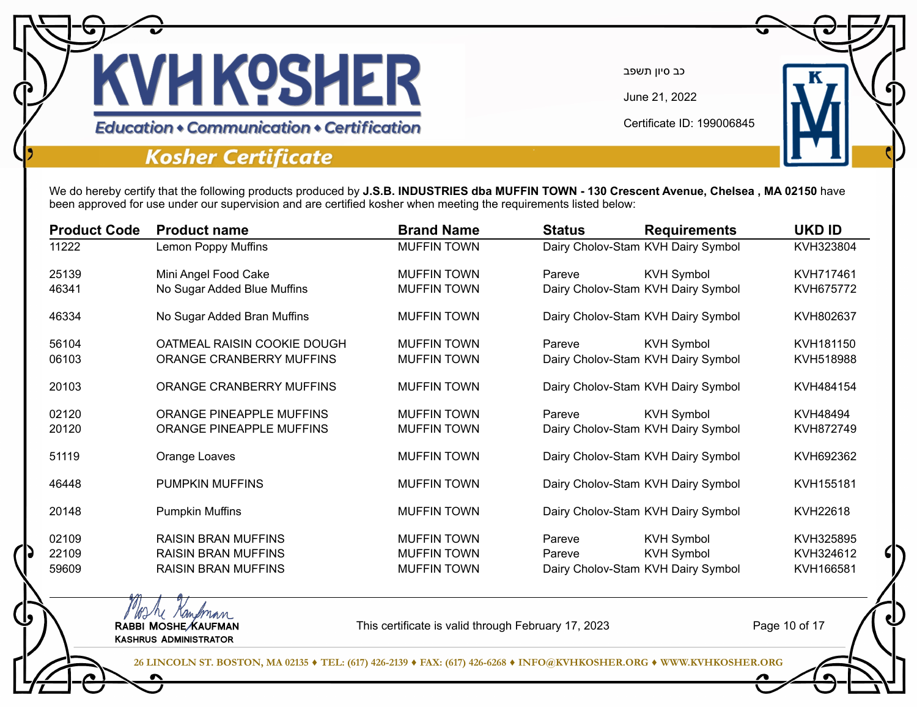# KVH KOSHER

Education • Communication • Certification

## Kosher Certificate

כב סיון תשפב

June 21, 2022

Certificate ID: 199006845

We do hereby certify that the following products produced by **J.S.B. INDUSTRIES dba MUFFIN TOWN - 130 Crescent Avenue, Chelsea , MA 02150** have been approved for use under our supervision and are certified kosher when meeting the requirements listed below:

| Product Code | Product name | Brand Name | Status | Requirements | UKD ID |
|---|---|---|---|---|---|
| 11222 | Lemon Poppy Muffins | MUFFIN TOWN | Dairy Cholov-Stam | KVH Dairy Symbol | KVH323804 |
| 25139 | Mini Angel Food Cake | MUFFIN TOWN | Pareve | KVH Symbol | KVH717461 |
| 46341 | No Sugar Added Blue Muffins | MUFFIN TOWN | Dairy Cholov-Stam | KVH Dairy Symbol | KVH675772 |
| 46334 | No Sugar Added Bran Muffins | MUFFIN TOWN | Dairy Cholov-Stam | KVH Dairy Symbol | KVH802637 |
| 56104 | OATMEAL RAISIN COOKIE DOUGH | MUFFIN TOWN | Pareve | KVH Symbol | KVH181150 |
| 06103 | ORANGE CRANBERRY MUFFINS | MUFFIN TOWN | Dairy Cholov-Stam | KVH Dairy Symbol | KVH518988 |
| 20103 | ORANGE CRANBERRY MUFFINS | MUFFIN TOWN | Dairy Cholov-Stam | KVH Dairy Symbol | KVH484154 |
| 02120 | ORANGE PINEAPPLE MUFFINS | MUFFIN TOWN | Pareve | KVH Symbol | KVH48494 |
| 20120 | ORANGE PINEAPPLE MUFFINS | MUFFIN TOWN | Dairy Cholov-Stam | KVH Dairy Symbol | KVH872749 |
| 51119 | Orange Loaves | MUFFIN TOWN | Dairy Cholov-Stam | KVH Dairy Symbol | KVH692362 |
| 46448 | PUMPKIN MUFFINS | MUFFIN TOWN | Dairy Cholov-Stam | KVH Dairy Symbol | KVH155181 |
| 20148 | Pumpkin Muffins | MUFFIN TOWN | Dairy Cholov-Stam | KVH Dairy Symbol | KVH22618 |
| 02109 | RAISIN BRAN MUFFINS | MUFFIN TOWN | Pareve | KVH Symbol | KVH325895 |
| 22109 | RAISIN BRAN MUFFINS | MUFFIN TOWN | Pareve | KVH Symbol | KVH324612 |
| 59609 | RAISIN BRAN MUFFINS | MUFFIN TOWN | Dairy Cholov-Stam | KVH Dairy Symbol | KVH166581 |

Moshe Kaufman
RABBI MOSHE KAUFMAN
KASHRUS ADMINISTRATOR

This certificate is valid through February 17, 2023

26 LINCOLN ST. BOSTON, MA 02135 ♦ TEL: (617) 426-2139 ♦ FAX: (617) 426-6268 ♦ INFO@KVHKOSHER.ORG ♦ WWW.KVHKOSHER.ORG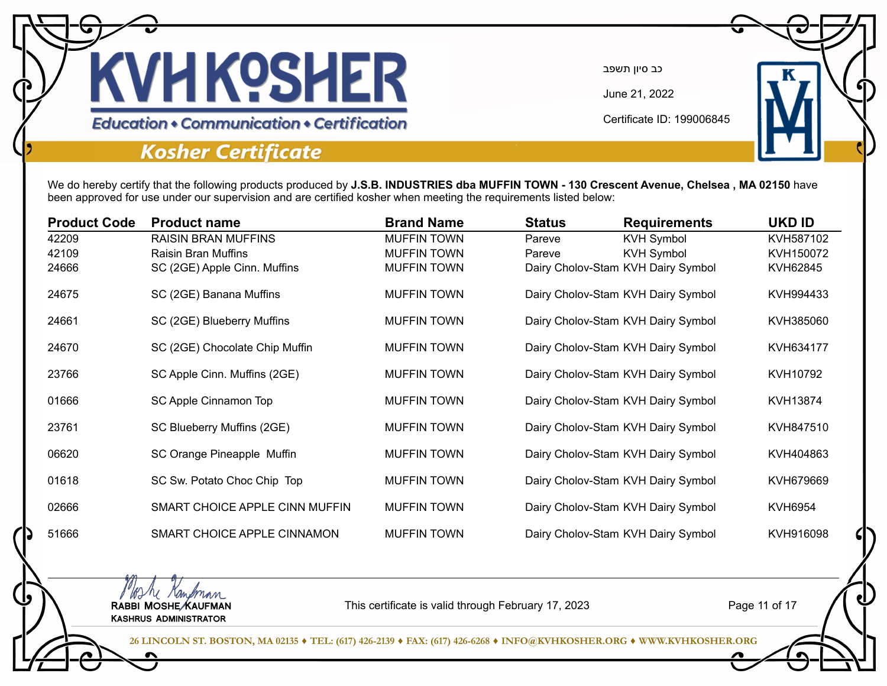# KVH KOSHER

Education • Communication • Certification

## Kosher Certificate

כב סיון תשפב

June 21, 2022

Certificate ID: 199006845

We do hereby certify that the following products produced by **J.S.B. INDUSTRIES dba MUFFIN TOWN - 130 Crescent Avenue, Chelsea , MA 02150** have been approved for use under our supervision and are certified kosher when meeting the requirements listed below:

| Product Code | Product name | Brand Name | Status | Requirements | UKD ID |
|---|---|---|---|---|---|
| 42209 | RAISIN BRAN MUFFINS | MUFFIN TOWN | Pareve | KVH Symbol | KVH587102 |
| 42109 | Raisin Bran Muffins | MUFFIN TOWN | Pareve | KVH Symbol | KVH150072 |
| 24666 | SC (2GE) Apple Cinn. Muffins | MUFFIN TOWN | Dairy Cholov-Stam | KVH Dairy Symbol | KVH62845 |
| 24675 | SC (2GE) Banana Muffins | MUFFIN TOWN | Dairy Cholov-Stam | KVH Dairy Symbol | KVH994433 |
| 24661 | SC (2GE) Blueberry Muffins | MUFFIN TOWN | Dairy Cholov-Stam | KVH Dairy Symbol | KVH385060 |
| 24670 | SC (2GE) Chocolate Chip Muffin | MUFFIN TOWN | Dairy Cholov-Stam | KVH Dairy Symbol | KVH634177 |
| 23766 | SC Apple Cinn. Muffins (2GE) | MUFFIN TOWN | Dairy Cholov-Stam | KVH Dairy Symbol | KVH10792 |
| 01666 | SC Apple Cinnamon Top | MUFFIN TOWN | Dairy Cholov-Stam | KVH Dairy Symbol | KVH13874 |
| 23761 | SC Blueberry Muffins (2GE) | MUFFIN TOWN | Dairy Cholov-Stam | KVH Dairy Symbol | KVH847510 |
| 06620 | SC Orange Pineapple Muffin | MUFFIN TOWN | Dairy Cholov-Stam | KVH Dairy Symbol | KVH404863 |
| 01618 | SC Sw. Potato Choc Chip Top | MUFFIN TOWN | Dairy Cholov-Stam | KVH Dairy Symbol | KVH679669 |
| 02666 | SMART CHOICE APPLE CINN MUFFIN | MUFFIN TOWN | Dairy Cholov-Stam | KVH Dairy Symbol | KVH6954 |
| 51666 | SMART CHOICE APPLE CINNAMON | MUFFIN TOWN | Dairy Cholov-Stam | KVH Dairy Symbol | KVH916098 |

Moshe Kaufman
RABBI MOSHE KAUFMAN
KASHRUS ADMINISTRATOR

This certificate is valid through February 17, 2023

26 LINCOLN ST. BOSTON, MA 02135 ♦ TEL: (617) 426-2139 ♦ FAX: (617) 426-6268 ♦ INFO@KVHKOSHER.ORG ♦ WWW.KVHKOSHER.ORG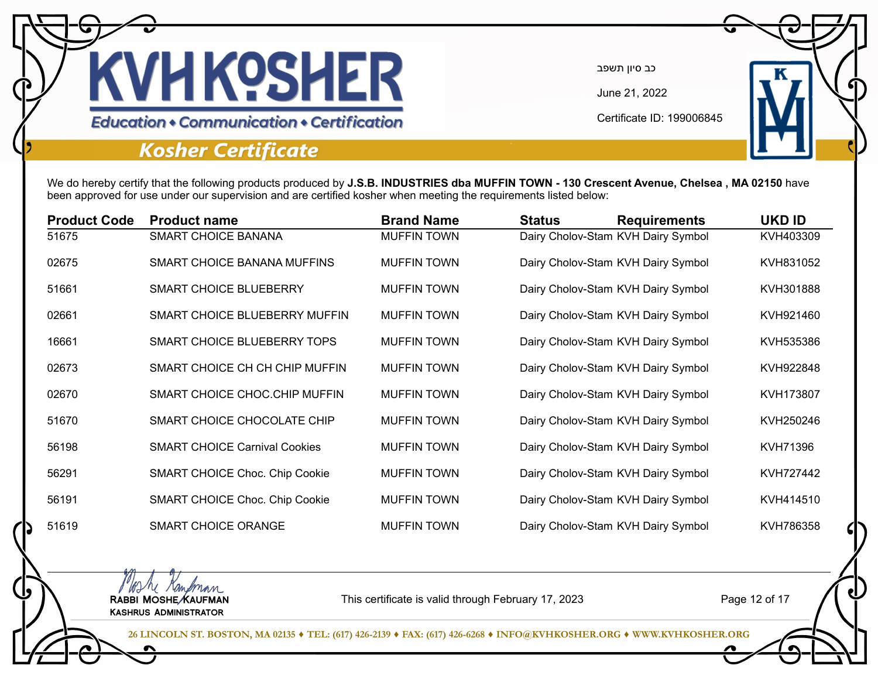# KVH KOSHER

Education • Communication • Certification

## Kosher Certificate

כב סיון תשפב

June 21, 2022

Certificate ID: 199006845

We do hereby certify that the following products produced by **J.S.B. INDUSTRIES dba MUFFIN TOWN - 130 Crescent Avenue, Chelsea , MA 02150** have been approved for use under our supervision and are certified kosher when meeting the requirements listed below:

| Product Code | Product name | Brand Name | Status | Requirements | UKD ID |
|---|---|---|---|---|---|
| 51675 | SMART CHOICE BANANA | MUFFIN TOWN | Dairy Cholov-Stam | KVH Dairy Symbol | KVH403309 |
| 02675 | SMART CHOICE BANANA MUFFINS | MUFFIN TOWN | Dairy Cholov-Stam | KVH Dairy Symbol | KVH831052 |
| 51661 | SMART CHOICE BLUEBERRY | MUFFIN TOWN | Dairy Cholov-Stam | KVH Dairy Symbol | KVH301888 |
| 02661 | SMART CHOICE BLUEBERRY MUFFIN | MUFFIN TOWN | Dairy Cholov-Stam | KVH Dairy Symbol | KVH921460 |
| 16661 | SMART CHOICE BLUEBERRY TOPS | MUFFIN TOWN | Dairy Cholov-Stam | KVH Dairy Symbol | KVH535386 |
| 02673 | SMART CHOICE CH CH CHIP MUFFIN | MUFFIN TOWN | Dairy Cholov-Stam | KVH Dairy Symbol | KVH922848 |
| 02670 | SMART CHOICE CHOC.CHIP MUFFIN | MUFFIN TOWN | Dairy Cholov-Stam | KVH Dairy Symbol | KVH173807 |
| 51670 | SMART CHOICE CHOCOLATE CHIP | MUFFIN TOWN | Dairy Cholov-Stam | KVH Dairy Symbol | KVH250246 |
| 56198 | SMART CHOICE Carnival Cookies | MUFFIN TOWN | Dairy Cholov-Stam | KVH Dairy Symbol | KVH71396 |
| 56291 | SMART CHOICE Choc. Chip Cookie | MUFFIN TOWN | Dairy Cholov-Stam | KVH Dairy Symbol | KVH727442 |
| 56191 | SMART CHOICE Choc. Chip Cookie | MUFFIN TOWN | Dairy Cholov-Stam | KVH Dairy Symbol | KVH414510 |
| 51619 | SMART CHOICE ORANGE | MUFFIN TOWN | Dairy Cholov-Stam | KVH Dairy Symbol | KVH786358 |

RABBI MOSHE KAUFMAN
KASHRUS ADMINISTRATOR

This certificate is valid through February 17, 2023

26 LINCOLN ST. BOSTON, MA 02135 ♦ TEL: (617) 426-2139 ♦ FAX: (617) 426-6268 ♦ INFO@KVHKOSHER.ORG ♦ WWW.KVHKOSHER.ORG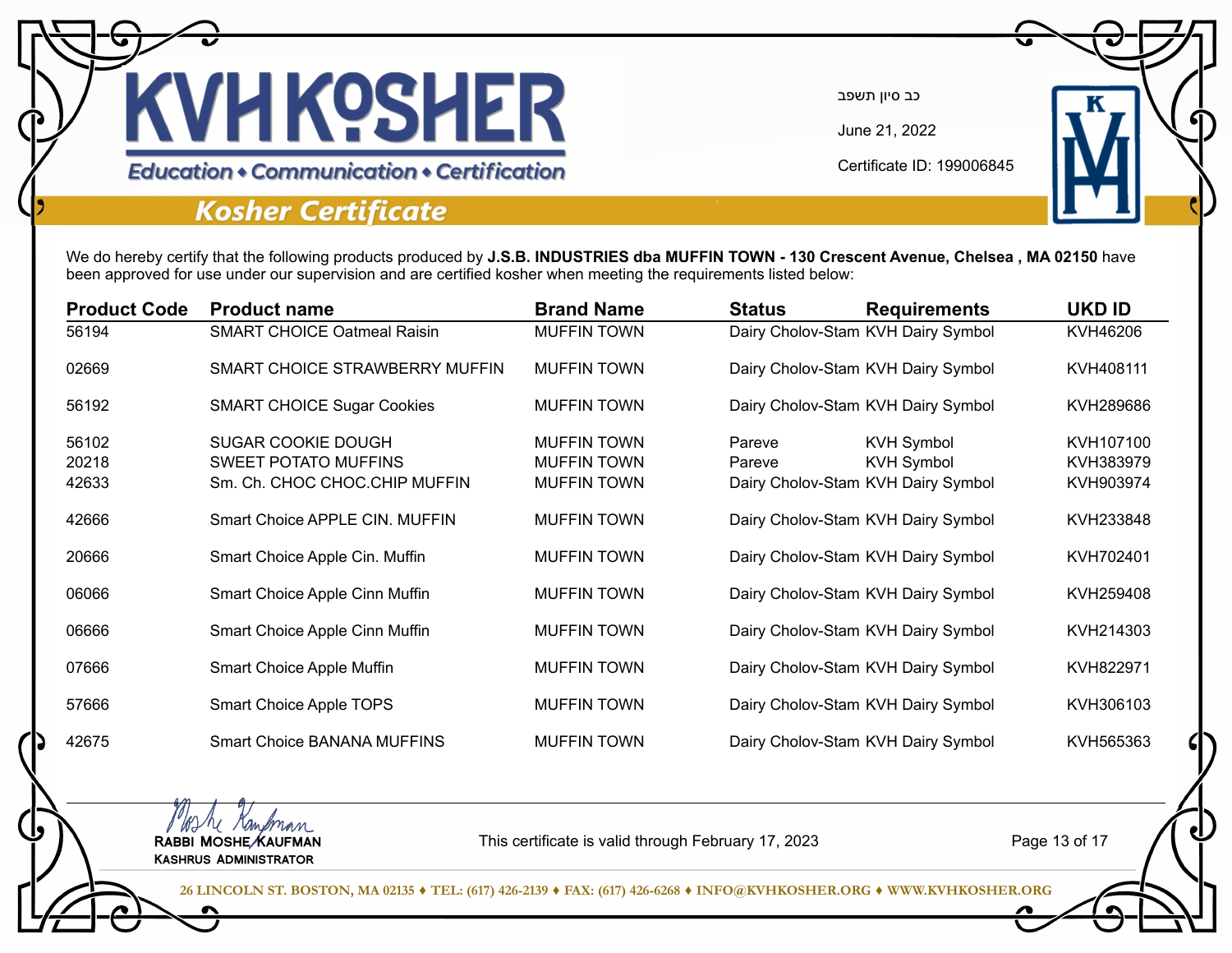# KVH KOSHER

Education • Communication • Certification

## Kosher Certificate

כב סיון תשפב

June 21, 2022

Certificate ID: 199006845

We do hereby certify that the following products produced by **J.S.B. INDUSTRIES dba MUFFIN TOWN - 130 Crescent Avenue, Chelsea , MA 02150** have been approved for use under our supervision and are certified kosher when meeting the requirements listed below:

| Product Code | Product name | Brand Name | Status | Requirements | UKD ID |
|---|---|---|---|---|---|
| 56194 | SMART CHOICE Oatmeal Raisin | MUFFIN TOWN | Dairy Cholov-Stam | KVH Dairy Symbol | KVH46206 |
| 02669 | SMART CHOICE STRAWBERRY MUFFIN | MUFFIN TOWN | Dairy Cholov-Stam | KVH Dairy Symbol | KVH408111 |
| 56192 | SMART CHOICE Sugar Cookies | MUFFIN TOWN | Dairy Cholov-Stam | KVH Dairy Symbol | KVH289686 |
| 56102 | SUGAR COOKIE DOUGH | MUFFIN TOWN | Pareve | KVH Symbol | KVH107100 |
| 20218 | SWEET POTATO MUFFINS | MUFFIN TOWN | Pareve | KVH Symbol | KVH383979 |
| 42633 | Sm. Ch. CHOC CHOC.CHIP MUFFIN | MUFFIN TOWN | Dairy Cholov-Stam | KVH Dairy Symbol | KVH903974 |
| 42666 | Smart Choice APPLE CIN. MUFFIN | MUFFIN TOWN | Dairy Cholov-Stam | KVH Dairy Symbol | KVH233848 |
| 20666 | Smart Choice Apple Cin. Muffin | MUFFIN TOWN | Dairy Cholov-Stam | KVH Dairy Symbol | KVH702401 |
| 06066 | Smart Choice Apple Cinn Muffin | MUFFIN TOWN | Dairy Cholov-Stam | KVH Dairy Symbol | KVH259408 |
| 06666 | Smart Choice Apple Cinn Muffin | MUFFIN TOWN | Dairy Cholov-Stam | KVH Dairy Symbol | KVH214303 |
| 07666 | Smart Choice Apple Muffin | MUFFIN TOWN | Dairy Cholov-Stam | KVH Dairy Symbol | KVH822971 |
| 57666 | Smart Choice Apple TOPS | MUFFIN TOWN | Dairy Cholov-Stam | KVH Dairy Symbol | KVH306103 |
| 42675 | Smart Choice BANANA MUFFINS | MUFFIN TOWN | Dairy Cholov-Stam | KVH Dairy Symbol | KVH565363 |

RABBI MOSHE KAUFMAN
KASHRUS ADMINISTRATOR

This certificate is valid through February 17, 2023

26 LINCOLN ST. BOSTON, MA 02135 ♦ TEL: (617) 426-2139 ♦ FAX: (617) 426-6268 ♦ INFO@KVHKOSHER.ORG ♦ WWW.KVHKOSHER.ORG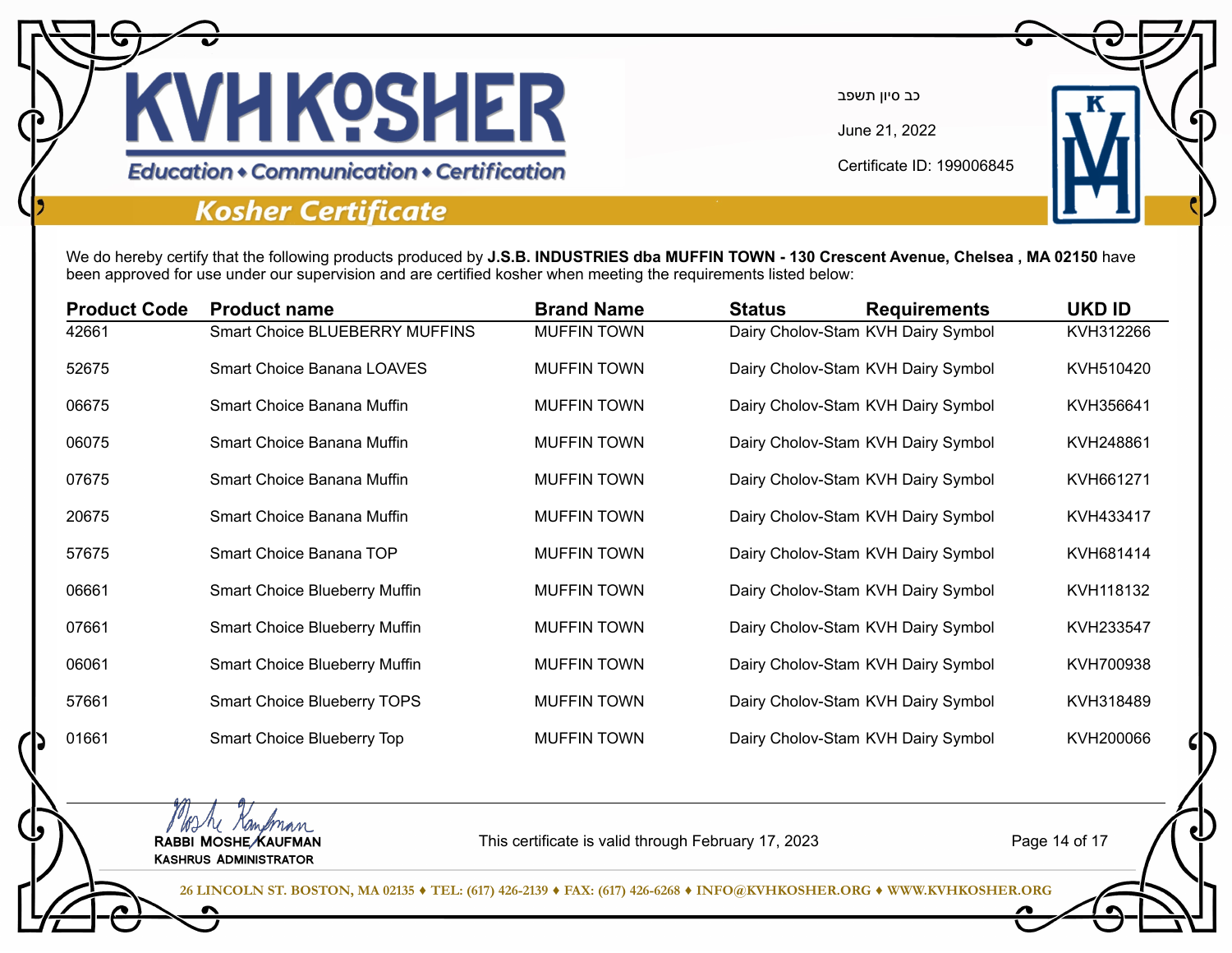# KVH KOSHER

Education • Communication • Certification

## Kosher Certificate

כב סיון תשפב

June 21, 2022

Certificate ID: 199006845

We do hereby certify that the following products produced by **J.S.B. INDUSTRIES dba MUFFIN TOWN - 130 Crescent Avenue, Chelsea , MA 02150** have been approved for use under our supervision and are certified kosher when meeting the requirements listed below:

| Product Code | Product name | Brand Name | Status | Requirements | UKD ID |
|---|---|---|---|---|---|
| 42661 | Smart Choice BLUEBERRY MUFFINS | MUFFIN TOWN | Dairy Cholov-Stam | KVH Dairy Symbol | KVH312266 |
| 52675 | Smart Choice Banana LOAVES | MUFFIN TOWN | Dairy Cholov-Stam | KVH Dairy Symbol | KVH510420 |
| 06675 | Smart Choice Banana Muffin | MUFFIN TOWN | Dairy Cholov-Stam | KVH Dairy Symbol | KVH356641 |
| 06075 | Smart Choice Banana Muffin | MUFFIN TOWN | Dairy Cholov-Stam | KVH Dairy Symbol | KVH248861 |
| 07675 | Smart Choice Banana Muffin | MUFFIN TOWN | Dairy Cholov-Stam | KVH Dairy Symbol | KVH661271 |
| 20675 | Smart Choice Banana Muffin | MUFFIN TOWN | Dairy Cholov-Stam | KVH Dairy Symbol | KVH433417 |
| 57675 | Smart Choice Banana TOP | MUFFIN TOWN | Dairy Cholov-Stam | KVH Dairy Symbol | KVH681414 |
| 06661 | Smart Choice Blueberry Muffin | MUFFIN TOWN | Dairy Cholov-Stam | KVH Dairy Symbol | KVH118132 |
| 07661 | Smart Choice Blueberry Muffin | MUFFIN TOWN | Dairy Cholov-Stam | KVH Dairy Symbol | KVH233547 |
| 06061 | Smart Choice Blueberry Muffin | MUFFIN TOWN | Dairy Cholov-Stam | KVH Dairy Symbol | KVH700938 |
| 57661 | Smart Choice Blueberry TOPS | MUFFIN TOWN | Dairy Cholov-Stam | KVH Dairy Symbol | KVH318489 |
| 01661 | Smart Choice Blueberry Top | MUFFIN TOWN | Dairy Cholov-Stam | KVH Dairy Symbol | KVH200066 |

Moshe Kaufman
RABBI MOSHE KAUFMAN
KASHRUS ADMINISTRATOR

This certificate is valid through February 17, 2023

26 LINCOLN ST. BOSTON, MA 02135 ♦ TEL: (617) 426-2139 ♦ FAX: (617) 426-6268 ♦ INFO@KVHKOSHER.ORG ♦ WWW.KVHKOSHER.ORG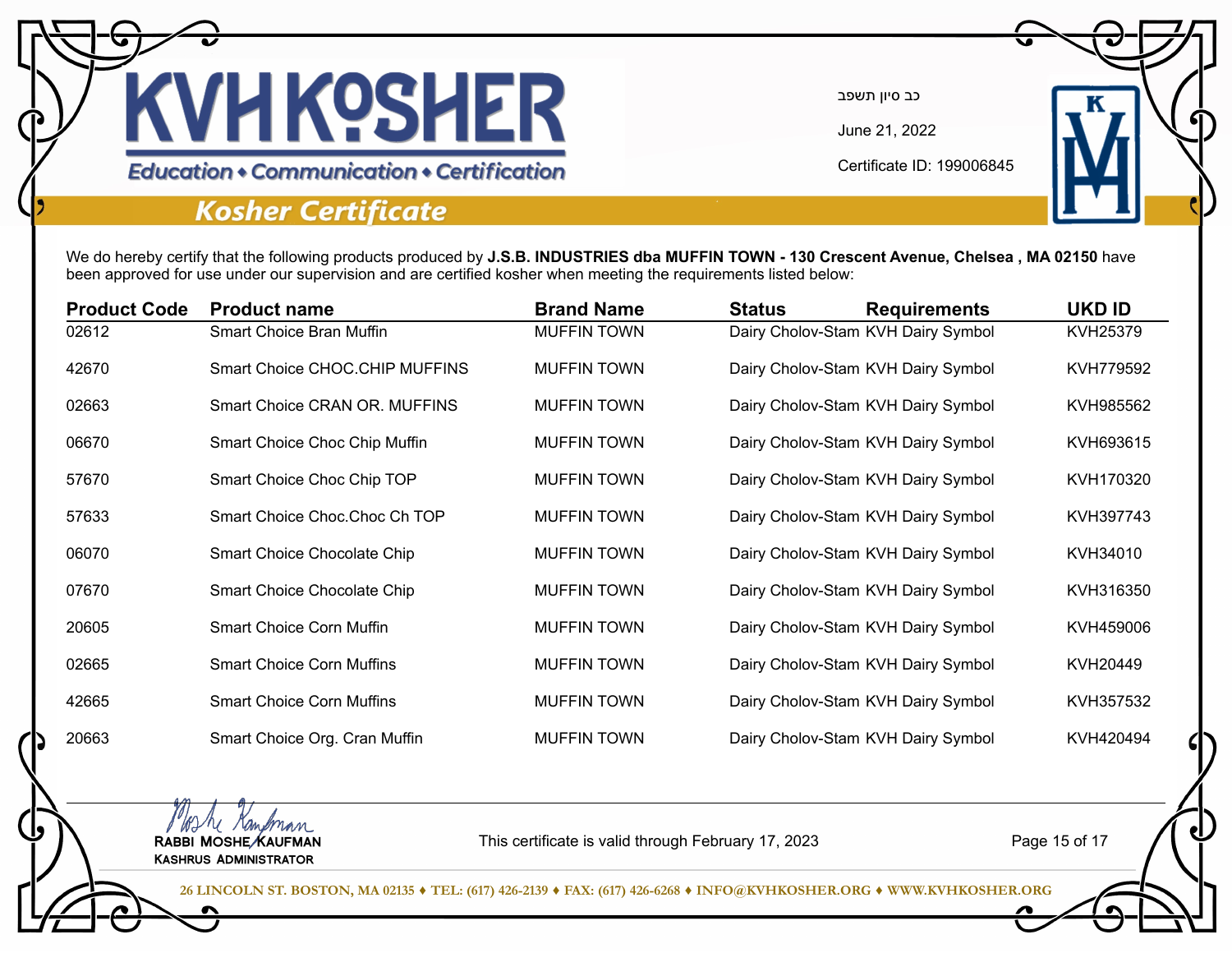# KVH KOSHER

*Education • Communication • Certification*

## Kosher Certificate

כב סיון תשפב

June 21, 2022

Certificate ID: 199006845

We do hereby certify that the following products produced by **J.S.B. INDUSTRIES dba MUFFIN TOWN - 130 Crescent Avenue, Chelsea , MA 02150** have been approved for use under our supervision and are certified kosher when meeting the requirements listed below:

| Product Code | Product name | Brand Name | Status | Requirements | UKD ID |
|---|---|---|---|---|---|
| 02612 | Smart Choice Bran Muffin | MUFFIN TOWN | Dairy Cholov-Stam | KVH Dairy Symbol | KVH25379 |
| 42670 | Smart Choice CHOC.CHIP MUFFINS | MUFFIN TOWN | Dairy Cholov-Stam | KVH Dairy Symbol | KVH779592 |
| 02663 | Smart Choice CRAN OR. MUFFINS | MUFFIN TOWN | Dairy Cholov-Stam | KVH Dairy Symbol | KVH985562 |
| 06670 | Smart Choice Choc Chip Muffin | MUFFIN TOWN | Dairy Cholov-Stam | KVH Dairy Symbol | KVH693615 |
| 57670 | Smart Choice Choc Chip TOP | MUFFIN TOWN | Dairy Cholov-Stam | KVH Dairy Symbol | KVH170320 |
| 57633 | Smart Choice Choc.Choc Ch TOP | MUFFIN TOWN | Dairy Cholov-Stam | KVH Dairy Symbol | KVH397743 |
| 06070 | Smart Choice Chocolate Chip | MUFFIN TOWN | Dairy Cholov-Stam | KVH Dairy Symbol | KVH34010 |
| 07670 | Smart Choice Chocolate Chip | MUFFIN TOWN | Dairy Cholov-Stam | KVH Dairy Symbol | KVH316350 |
| 20605 | Smart Choice Corn Muffin | MUFFIN TOWN | Dairy Cholov-Stam | KVH Dairy Symbol | KVH459006 |
| 02665 | Smart Choice Corn Muffins | MUFFIN TOWN | Dairy Cholov-Stam | KVH Dairy Symbol | KVH20449 |
| 42665 | Smart Choice Corn Muffins | MUFFIN TOWN | Dairy Cholov-Stam | KVH Dairy Symbol | KVH357532 |
| 20663 | Smart Choice Org. Cran Muffin | MUFFIN TOWN | Dairy Cholov-Stam | KVH Dairy Symbol | KVH420494 |

RABBI MOSHE KAUFMAN
KASHRUS ADMINISTRATOR

This certificate is valid through February 17, 2023

26 LINCOLN ST. BOSTON, MA 02135 ♦ TEL: (617) 426-2139 ♦ FAX: (617) 426-6268 ♦ INFO@KVHKOSHER.ORG ♦ WWW.KVHKOSHER.ORG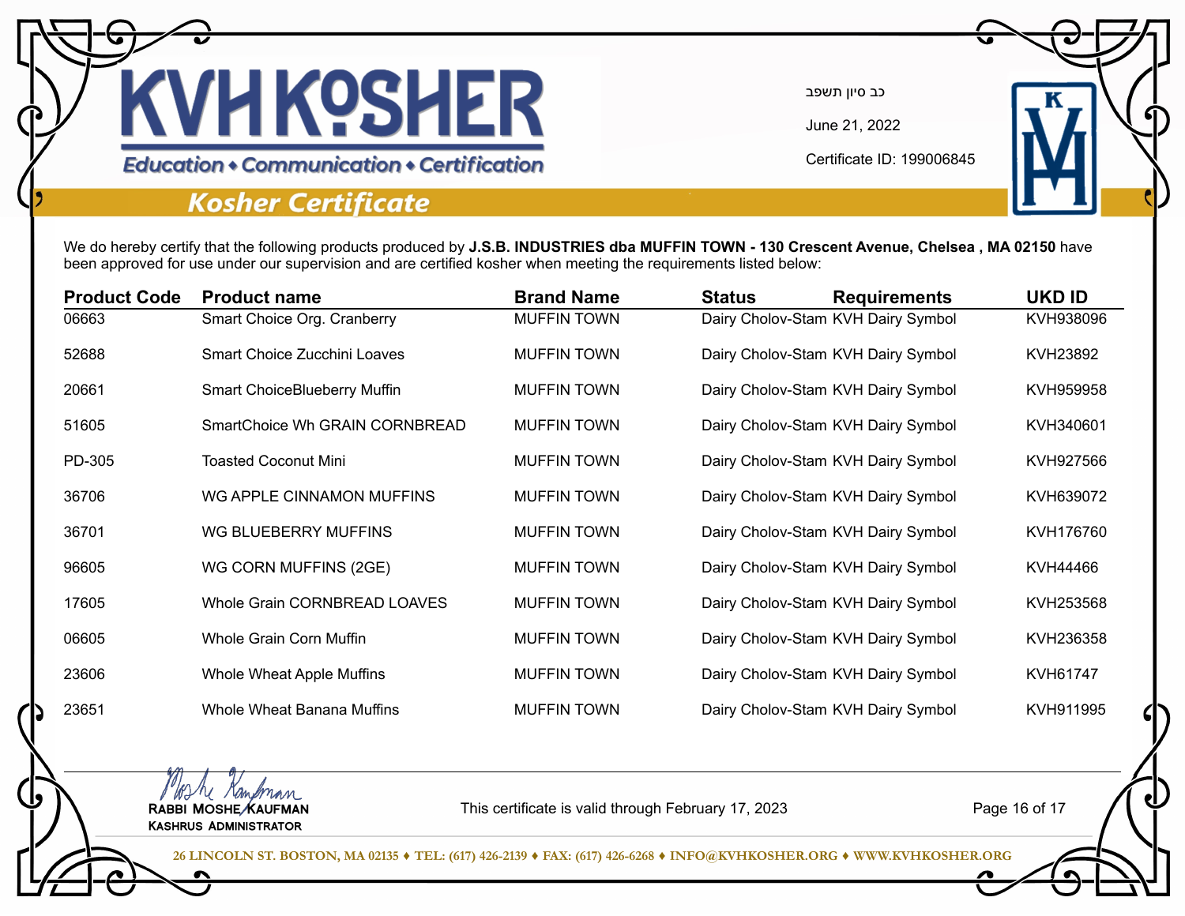# KVH KOSHER

Education • Communication • Certification

## Kosher Certificate

כב סיון תשפב

June 21, 2022

Certificate ID: 199006845

We do hereby certify that the following products produced by **J.S.B. INDUSTRIES dba MUFFIN TOWN - 130 Crescent Avenue, Chelsea , MA 02150** have been approved for use under our supervision and are certified kosher when meeting the requirements listed below:

| Product Code | Product name | Brand Name | Status | Requirements | UKD ID |
|---|---|---|---|---|---|
| 06663 | Smart Choice Org. Cranberry | MUFFIN TOWN | Dairy Cholov-Stam | KVH Dairy Symbol | KVH938096 |
| 52688 | Smart Choice Zucchini Loaves | MUFFIN TOWN | Dairy Cholov-Stam | KVH Dairy Symbol | KVH23892 |
| 20661 | Smart ChoiceBlueberry Muffin | MUFFIN TOWN | Dairy Cholov-Stam | KVH Dairy Symbol | KVH959958 |
| 51605 | SmartChoice Wh GRAIN CORNBREAD | MUFFIN TOWN | Dairy Cholov-Stam | KVH Dairy Symbol | KVH340601 |
| PD-305 | Toasted Coconut Mini | MUFFIN TOWN | Dairy Cholov-Stam | KVH Dairy Symbol | KVH927566 |
| 36706 | WG APPLE CINNAMON MUFFINS | MUFFIN TOWN | Dairy Cholov-Stam | KVH Dairy Symbol | KVH639072 |
| 36701 | WG BLUEBERRY MUFFINS | MUFFIN TOWN | Dairy Cholov-Stam | KVH Dairy Symbol | KVH176760 |
| 96605 | WG CORN MUFFINS (2GE) | MUFFIN TOWN | Dairy Cholov-Stam | KVH Dairy Symbol | KVH44466 |
| 17605 | Whole Grain CORNBREAD LOAVES | MUFFIN TOWN | Dairy Cholov-Stam | KVH Dairy Symbol | KVH253568 |
| 06605 | Whole Grain Corn Muffin | MUFFIN TOWN | Dairy Cholov-Stam | KVH Dairy Symbol | KVH236358 |
| 23606 | Whole Wheat Apple Muffins | MUFFIN TOWN | Dairy Cholov-Stam | KVH Dairy Symbol | KVH61747 |
| 23651 | Whole Wheat Banana Muffins | MUFFIN TOWN | Dairy Cholov-Stam | KVH Dairy Symbol | KVH911995 |

RABBI MOSHE KAUFMAN
KASHRUS ADMINISTRATOR

This certificate is valid through February 17, 2023

26 LINCOLN ST. BOSTON, MA 02135 ♦ TEL: (617) 426-2139 ♦ FAX: (617) 426-6268 ♦ INFO@KVHKOSHER.ORG ♦ WWW.KVHKOSHER.ORG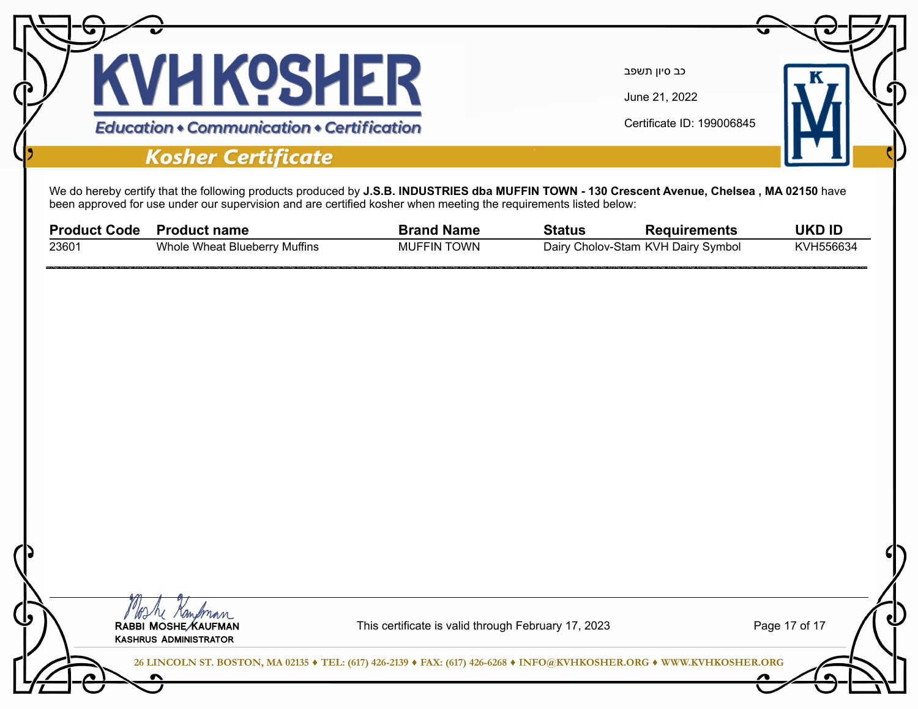# KVH KOSHER

Education • Communication • Certification

כב סיון תשפב

June 21, 2022

Certificate ID: 199006845

## Kosher Certificate

We do hereby certify that the following products produced by **J.S.B. INDUSTRIES dba MUFFIN TOWN - 130 Crescent Avenue, Chelsea , MA 02150** have been approved for use under our supervision and are certified kosher when meeting the requirements listed below:

| Product Code | Product name | Brand Name | Status | Requirements | UKD ID |
|---|---|---|---|---|---|
| 23601 | Whole Wheat Blueberry Muffins | MUFFIN TOWN | Dairy Cholov-Stam | KVH Dairy Symbol | KVH556634 |

RABBI MOSHE KAUFMAN
KASHRUS ADMINISTRATOR

This certificate is valid through February 17, 2023

26 LINCOLN ST. BOSTON, MA 02135 ♦ TEL: (617) 426-2139 ♦ FAX: (617) 426-6268 ♦ INFO@KVHKOSHER.ORG ♦ WWW.KVHKOSHER.ORG